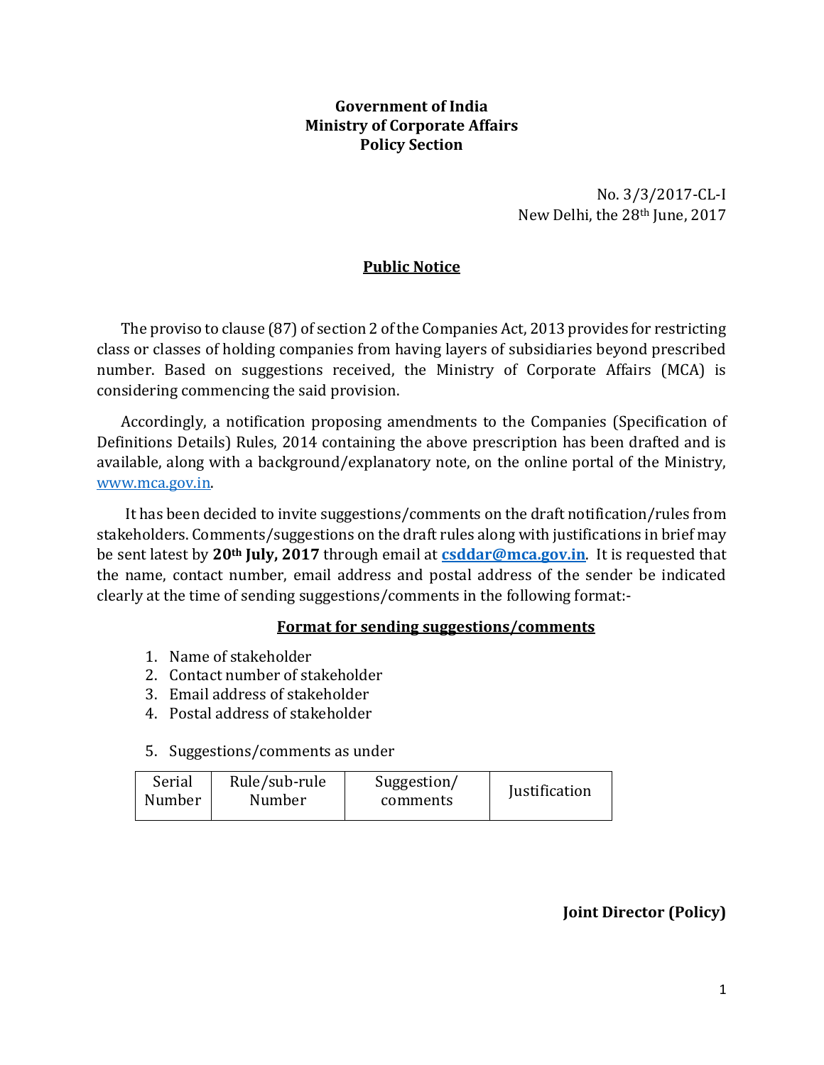**Government of India**
**Ministry of Corporate Affairs**
**Policy Section**

No. 3/3/2017-CL-I
New Delhi, the 28th June, 2017

## Public Notice

The proviso to clause (87) of section 2 of the Companies Act, 2013 provides for restricting class or classes of holding companies from having layers of subsidiaries beyond prescribed number. Based on suggestions received, the Ministry of Corporate Affairs (MCA) is considering commencing the said provision.

Accordingly, a notification proposing amendments to the Companies (Specification of Definitions Details) Rules, 2014 containing the above prescription has been drafted and is available, along with a background/explanatory note, on the online portal of the Ministry, www.mca.gov.in.

It has been decided to invite suggestions/comments on the draft notification/rules from stakeholders. Comments/suggestions on the draft rules along with justifications in brief may be sent latest by **20th July, 2017** through email at **csddar@mca.gov.in**. It is requested that the name, contact number, email address and postal address of the sender be indicated clearly at the time of sending suggestions/comments in the following format:-

### Format for sending suggestions/comments

1. Name of stakeholder
2. Contact number of stakeholder
3. Email address of stakeholder
4. Postal address of stakeholder
5. Suggestions/comments as under

| Serial Number | Rule/sub-rule Number | Suggestion/ comments | Justification |
|---|---|---|---|

**Joint Director (Policy)**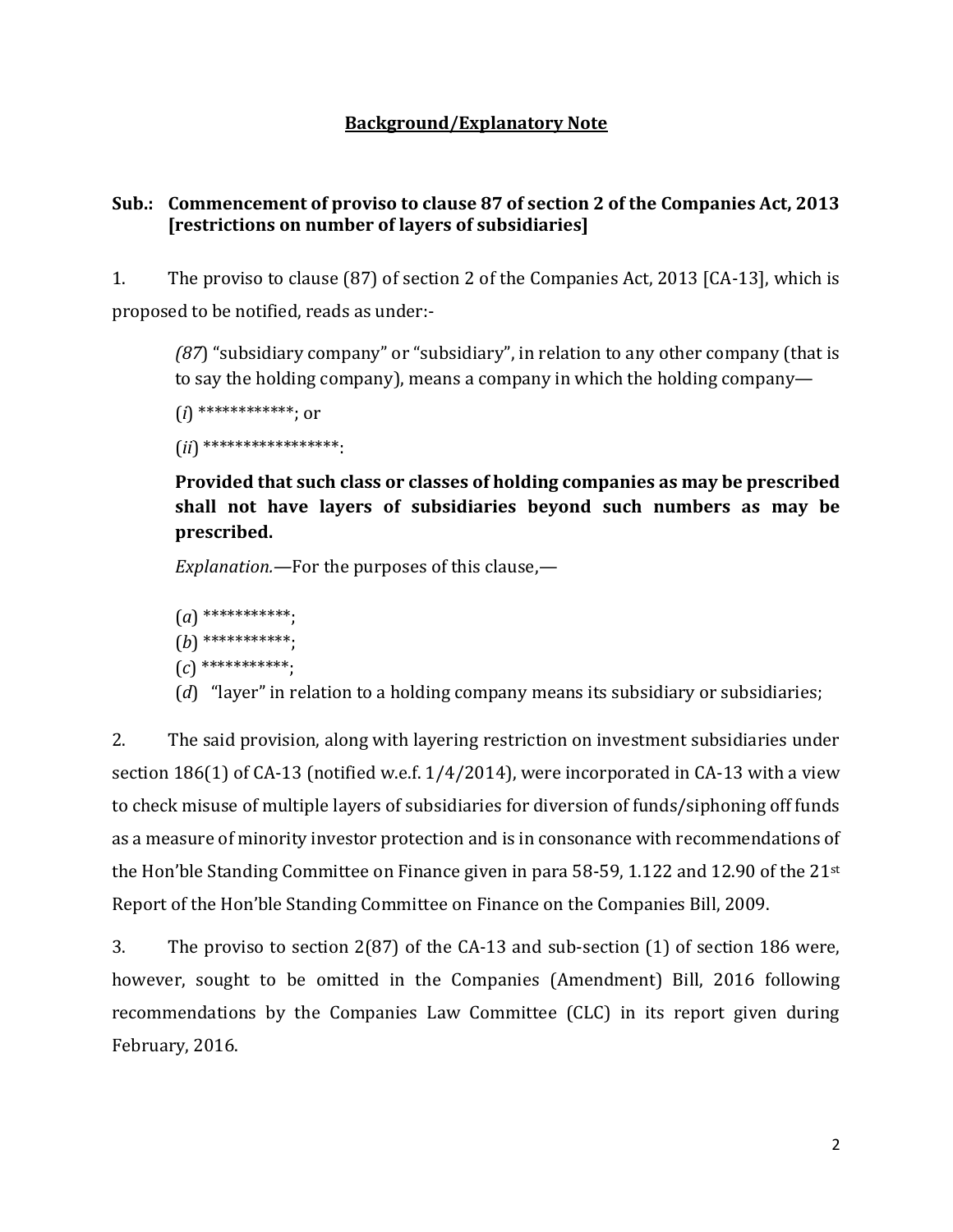## **Background/Explanatory Note**

**Sub.: Commencement of proviso to clause 87 of section 2 of the Companies Act, 2013 [restrictions on number of layers of subsidiaries]**

1. The proviso to clause (87) of section 2 of the Companies Act, 2013 [CA-13], which is proposed to be notified, reads as under:-

> *(87)* "subsidiary company" or "subsidiary", in relation to any other company (that is to say the holding company), means a company in which the holding company—
>
> (*i*) ************; or
>
> (*ii*) *****************:
>
> **Provided that such class or classes of holding companies as may be prescribed shall not have layers of subsidiaries beyond such numbers as may be prescribed.**
>
> *Explanation.*—For the purposes of this clause,—
>
> (*a*) ***********;
> (*b*) ***********;
> (*c*) ***********;
> (*d*) "layer" in relation to a holding company means its subsidiary or subsidiaries;

2. The said provision, along with layering restriction on investment subsidiaries under section 186(1) of CA-13 (notified w.e.f. 1/4/2014), were incorporated in CA-13 with a view to check misuse of multiple layers of subsidiaries for diversion of funds/siphoning off funds as a measure of minority investor protection and is in consonance with recommendations of the Hon'ble Standing Committee on Finance given in para 58-59, 1.122 and 12.90 of the 21st Report of the Hon'ble Standing Committee on Finance on the Companies Bill, 2009.

3. The proviso to section 2(87) of the CA-13 and sub-section (1) of section 186 were, however, sought to be omitted in the Companies (Amendment) Bill, 2016 following recommendations by the Companies Law Committee (CLC) in its report given during February, 2016.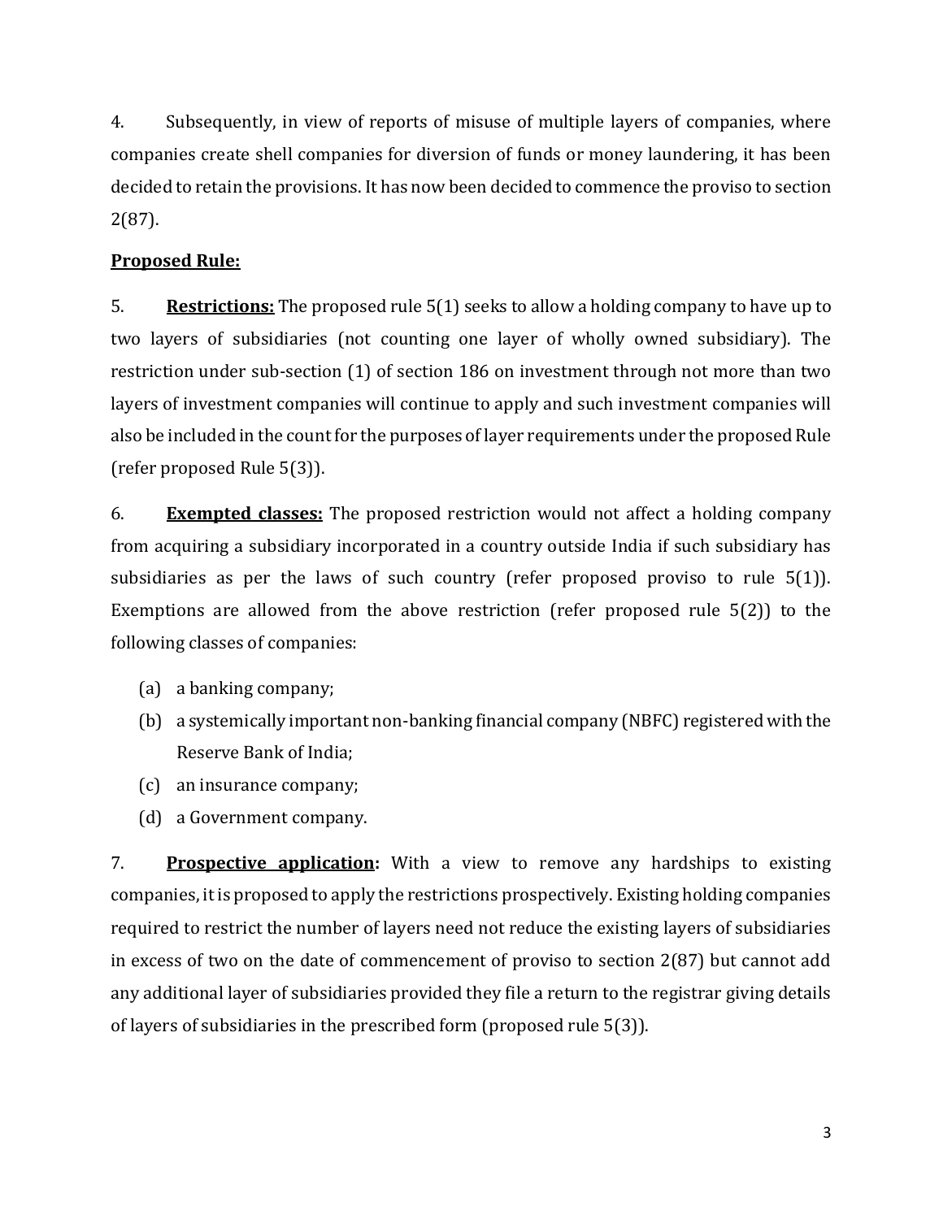4. Subsequently, in view of reports of misuse of multiple layers of companies, where companies create shell companies for diversion of funds or money laundering, it has been decided to retain the provisions. It has now been decided to commence the proviso to section 2(87).

**Proposed Rule:**

5. **Restrictions:** The proposed rule 5(1) seeks to allow a holding company to have up to two layers of subsidiaries (not counting one layer of wholly owned subsidiary). The restriction under sub-section (1) of section 186 on investment through not more than two layers of investment companies will continue to apply and such investment companies will also be included in the count for the purposes of layer requirements under the proposed Rule (refer proposed Rule 5(3)).

6. **Exempted classes:** The proposed restriction would not affect a holding company from acquiring a subsidiary incorporated in a country outside India if such subsidiary has subsidiaries as per the laws of such country (refer proposed proviso to rule 5(1)). Exemptions are allowed from the above restriction (refer proposed rule 5(2)) to the following classes of companies:

(a) a banking company;

(b) a systemically important non-banking financial company (NBFC) registered with the Reserve Bank of India;

(c) an insurance company;

(d) a Government company.

7. **Prospective application:** With a view to remove any hardships to existing companies, it is proposed to apply the restrictions prospectively. Existing holding companies required to restrict the number of layers need not reduce the existing layers of subsidiaries in excess of two on the date of commencement of proviso to section 2(87) but cannot add any additional layer of subsidiaries provided they file a return to the registrar giving details of layers of subsidiaries in the prescribed form (proposed rule 5(3)).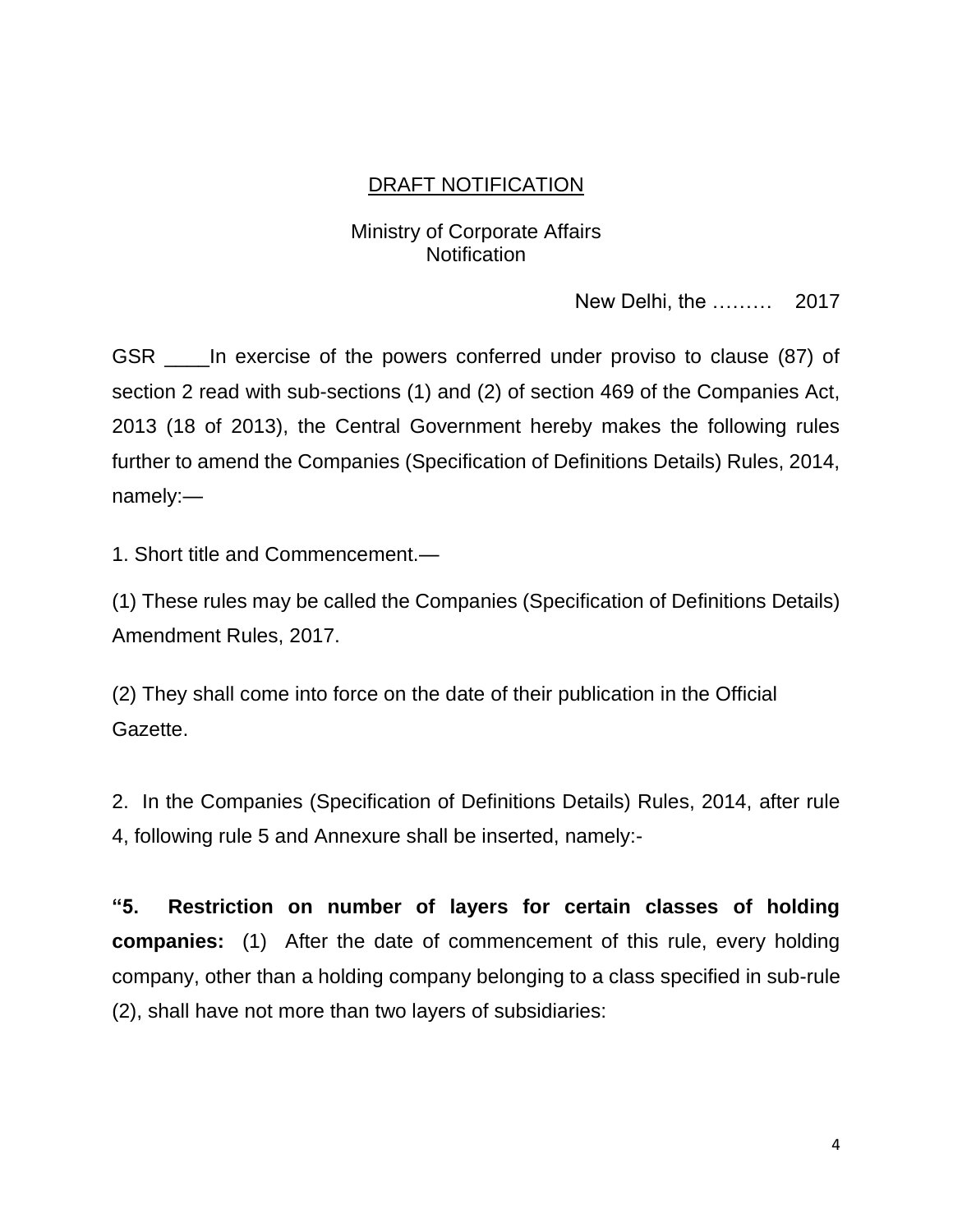## DRAFT NOTIFICATION

Ministry of Corporate Affairs
Notification

New Delhi, the ……… 2017

GSR ____In exercise of the powers conferred under proviso to clause (87) of section 2 read with sub-sections (1) and (2) of section 469 of the Companies Act, 2013 (18 of 2013), the Central Government hereby makes the following rules further to amend the Companies (Specification of Definitions Details) Rules, 2014, namely:—

1. Short title and Commencement.—

(1) These rules may be called the Companies (Specification of Definitions Details) Amendment Rules, 2017.

(2) They shall come into force on the date of their publication in the Official Gazette.

2. In the Companies (Specification of Definitions Details) Rules, 2014, after rule 4, following rule 5 and Annexure shall be inserted, namely:-

**"5. Restriction on number of layers for certain classes of holding companies:** (1) After the date of commencement of this rule, every holding company, other than a holding company belonging to a class specified in sub-rule (2), shall have not more than two layers of subsidiaries: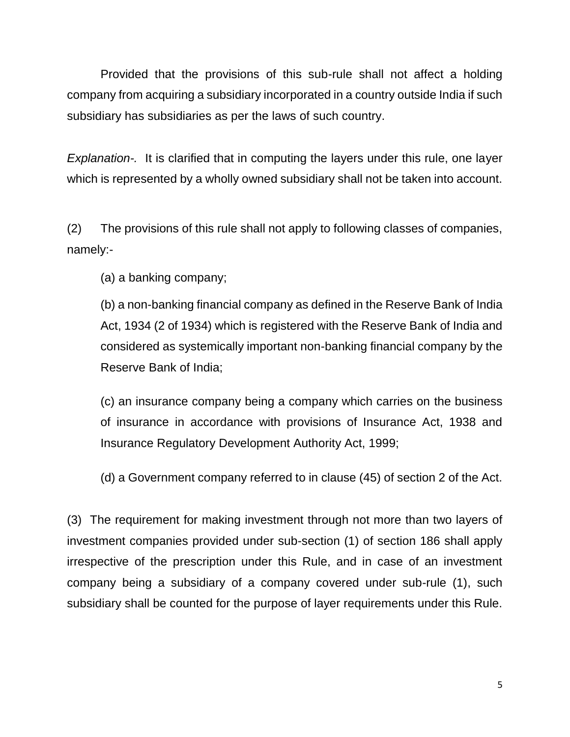Provided that the provisions of this sub-rule shall not affect a holding company from acquiring a subsidiary incorporated in a country outside India if such subsidiary has subsidiaries as per the laws of such country.

*Explanation-.* It is clarified that in computing the layers under this rule, one layer which is represented by a wholly owned subsidiary shall not be taken into account.

(2) The provisions of this rule shall not apply to following classes of companies, namely:-

(a) a banking company;

(b) a non-banking financial company as defined in the Reserve Bank of India Act, 1934 (2 of 1934) which is registered with the Reserve Bank of India and considered as systemically important non-banking financial company by the Reserve Bank of India;

(c) an insurance company being a company which carries on the business of insurance in accordance with provisions of Insurance Act, 1938 and Insurance Regulatory Development Authority Act, 1999;

(d) a Government company referred to in clause (45) of section 2 of the Act.

(3) The requirement for making investment through not more than two layers of investment companies provided under sub-section (1) of section 186 shall apply irrespective of the prescription under this Rule, and in case of an investment company being a subsidiary of a company covered under sub-rule (1), such subsidiary shall be counted for the purpose of layer requirements under this Rule.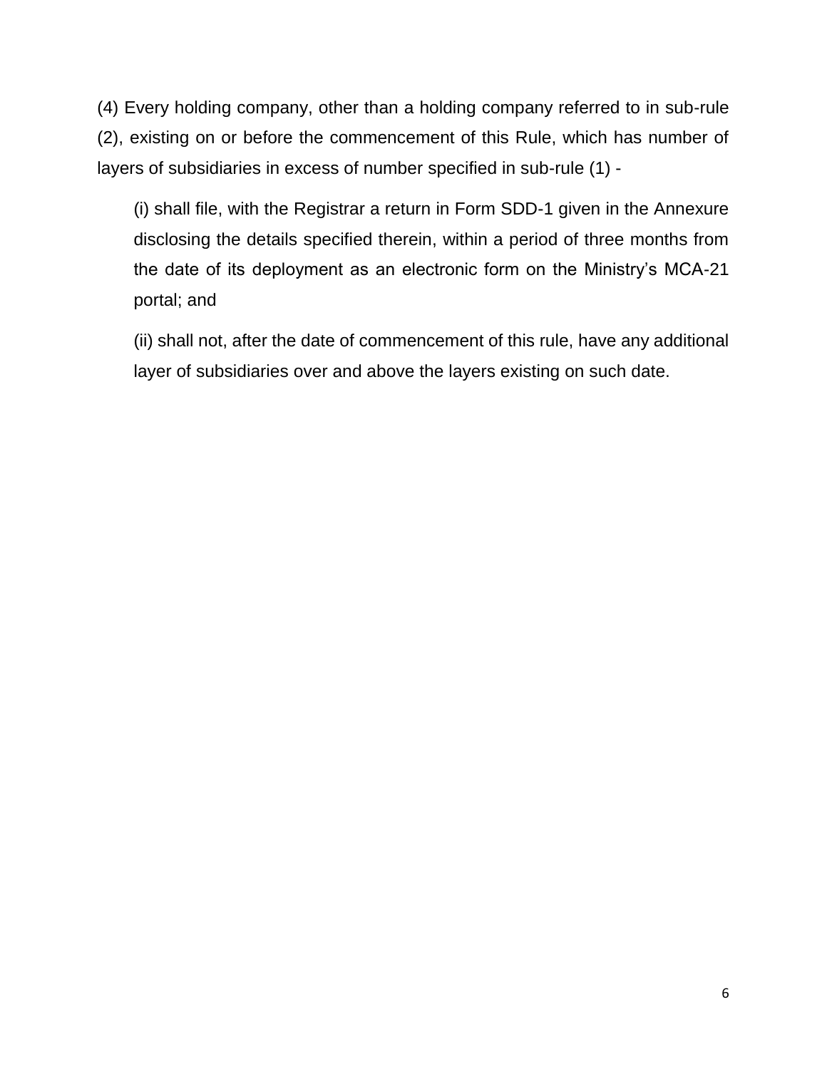(4) Every holding company, other than a holding company referred to in sub-rule (2), existing on or before the commencement of this Rule, which has number of layers of subsidiaries in excess of number specified in sub-rule (1) -

(i) shall file, with the Registrar a return in Form SDD-1 given in the Annexure disclosing the details specified therein, within a period of three months from the date of its deployment as an electronic form on the Ministry's MCA-21 portal; and

(ii) shall not, after the date of commencement of this rule, have any additional layer of subsidiaries over and above the layers existing on such date.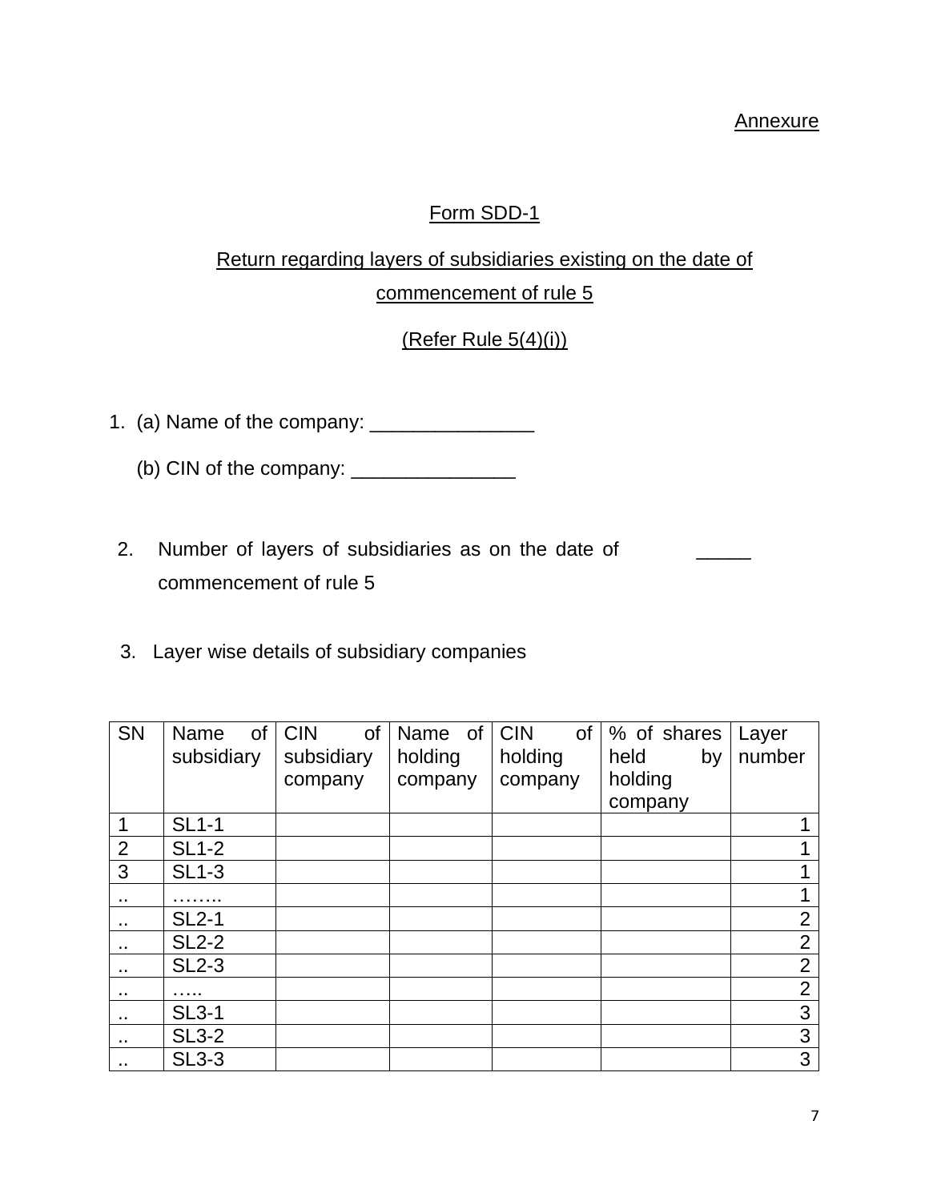Annexure

## Form SDD-1

### Return regarding layers of subsidiaries existing on the date of commencement of rule 5

(Refer Rule 5(4)(i))

1. (a) Name of the company: _______________

   (b) CIN of the company: _______________

2. Number of layers of subsidiaries as on the date of commencement of rule 5 _____

3. Layer wise details of subsidiary companies

| SN | Name of subsidiary | CIN of subsidiary company | Name of holding company | CIN of holding company | % of shares held by holding company | Layer number |
|---|---|---|---|---|---|---|
| 1 | SL1-1 | | | | | 1 |
| 2 | SL1-2 | | | | | 1 |
| 3 | SL1-3 | | | | | 1 |
| .. | …….. | | | | | 1 |
| .. | SL2-1 | | | | | 2 |
| .. | SL2-2 | | | | | 2 |
| .. | SL2-3 | | | | | 2 |
| .. | ….. | | | | | 2 |
| .. | SL3-1 | | | | | 3 |
| .. | SL3-2 | | | | | 3 |
| .. | SL3-3 | | | | | 3 |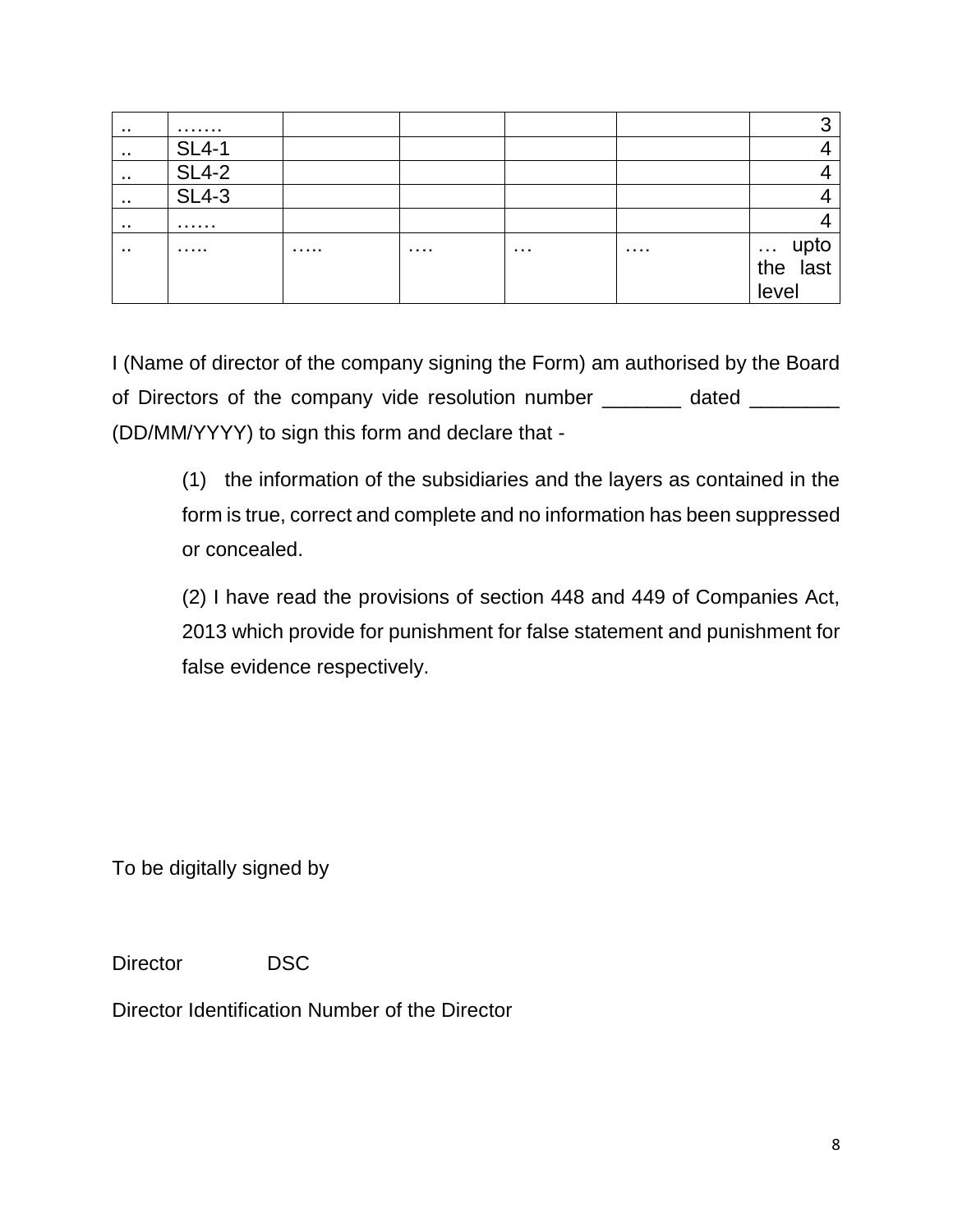| | | | | | | |
|---|---|---|---|---|---|---|
| .. | ……. | | | | | 3 |
| .. | SL4-1 | | | | | 4 |
| .. | SL4-2 | | | | | 4 |
| .. | SL4-3 | | | | | 4 |
| .. | …… | | | | | 4 |
| .. | ….. | ….. | …. | … | …. | … upto the last level |

I (Name of director of the company signing the Form) am authorised by the Board of Directors of the company vide resolution number _______ dated ________ (DD/MM/YYYY) to sign this form and declare that -

(1) the information of the subsidiaries and the layers as contained in the form is true, correct and complete and no information has been suppressed or concealed.

(2) I have read the provisions of section 448 and 449 of Companies Act, 2013 which provide for punishment for false statement and punishment for false evidence respectively.

To be digitally signed by

Director DSC

Director Identification Number of the Director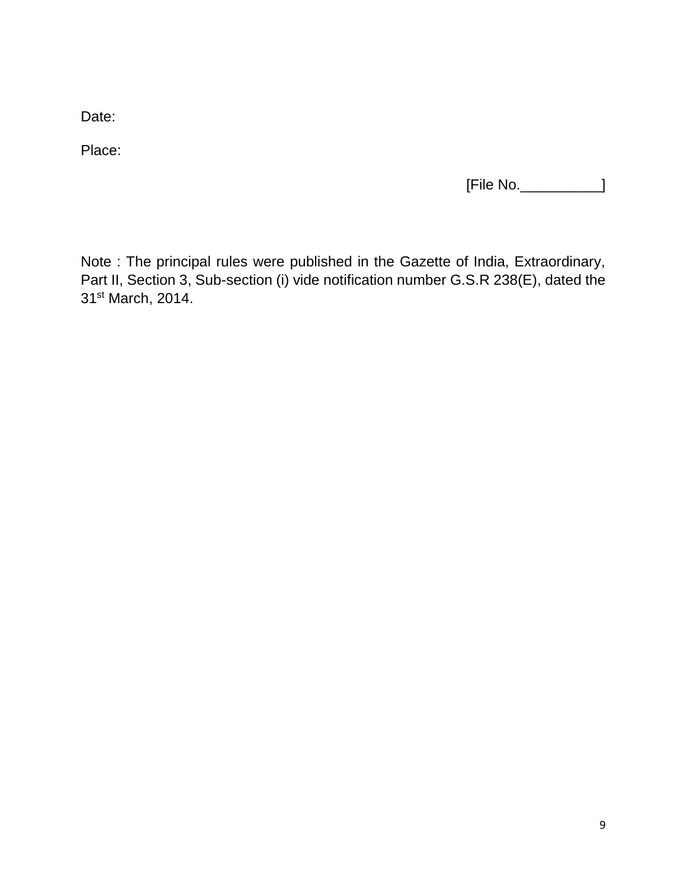Date:

Place:

[File No.__________]

Note : The principal rules were published in the Gazette of India, Extraordinary, Part II, Section 3, Sub-section (i) vide notification number G.S.R 238(E), dated the 31st March, 2014.